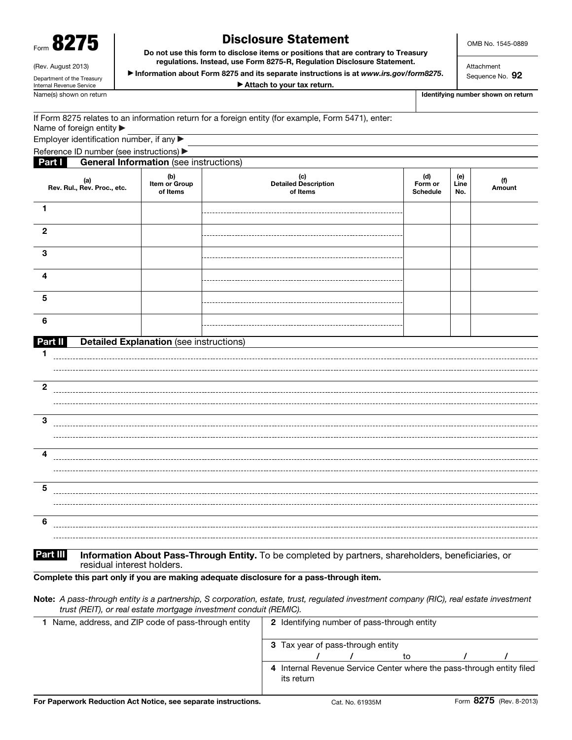Form **8275**

(Rev. August 2013)

Department of the Treasury
Internal Revenue Service

# Disclosure Statement

**Do not use this form to disclose items or positions that are contrary to Treasury regulations. Instead, use Form 8275-R, Regulation Disclosure Statement.**

**▶ Information about Form 8275 and its separate instructions is at *www.irs.gov/form8275*.**

**▶ Attach to your tax return.**

OMB No. 1545-0889

Attachment Sequence No. **92**

Name(s) shown on return

**Identifying number shown on return**

If Form 8275 relates to an information return for a foreign entity (for example, Form 5471), enter:

Name of foreign entity ▶

Employer identification number, if any ▶

Reference ID number (see instructions) ▶

## Part I General Information (see instructions)

| | (a) Rev. Rul., Rev. Proc., etc. | (b) Item or Group of Items | (c) Detailed Description of Items | (d) Form or Schedule | (e) Line No. | (f) Amount |
|---|---|---|---|---|---|---|
| **1** | | | | | | |
| **2** | | | | | | |
| **3** | | | | | | |
| **4** | | | | | | |
| **5** | | | | | | |
| **6** | | | | | | |

## Part II Detailed Explanation (see instructions)

**1**

**2**

**3**

**4**

**5**

**6**

## Part III Information About Pass-Through Entity. 

To be completed by partners, shareholders, beneficiaries, or residual interest holders.

**Complete this part only if you are making adequate disclosure for a pass-through item.**

**Note:** *A pass-through entity is a partnership, S corporation, estate, trust, regulated investment company (RIC), real estate investment trust (REIT), or real estate mortgage investment conduit (REMIC).*

**1** Name, address, and ZIP code of pass-through entity

**2** Identifying number of pass-through entity

**3** Tax year of pass-through entity

/ / to / /

**4** Internal Revenue Service Center where the pass-through entity filed its return

**For Paperwork Reduction Act Notice, see separate instructions.** Cat. No. 61935M Form **8275** (Rev. 8-2013)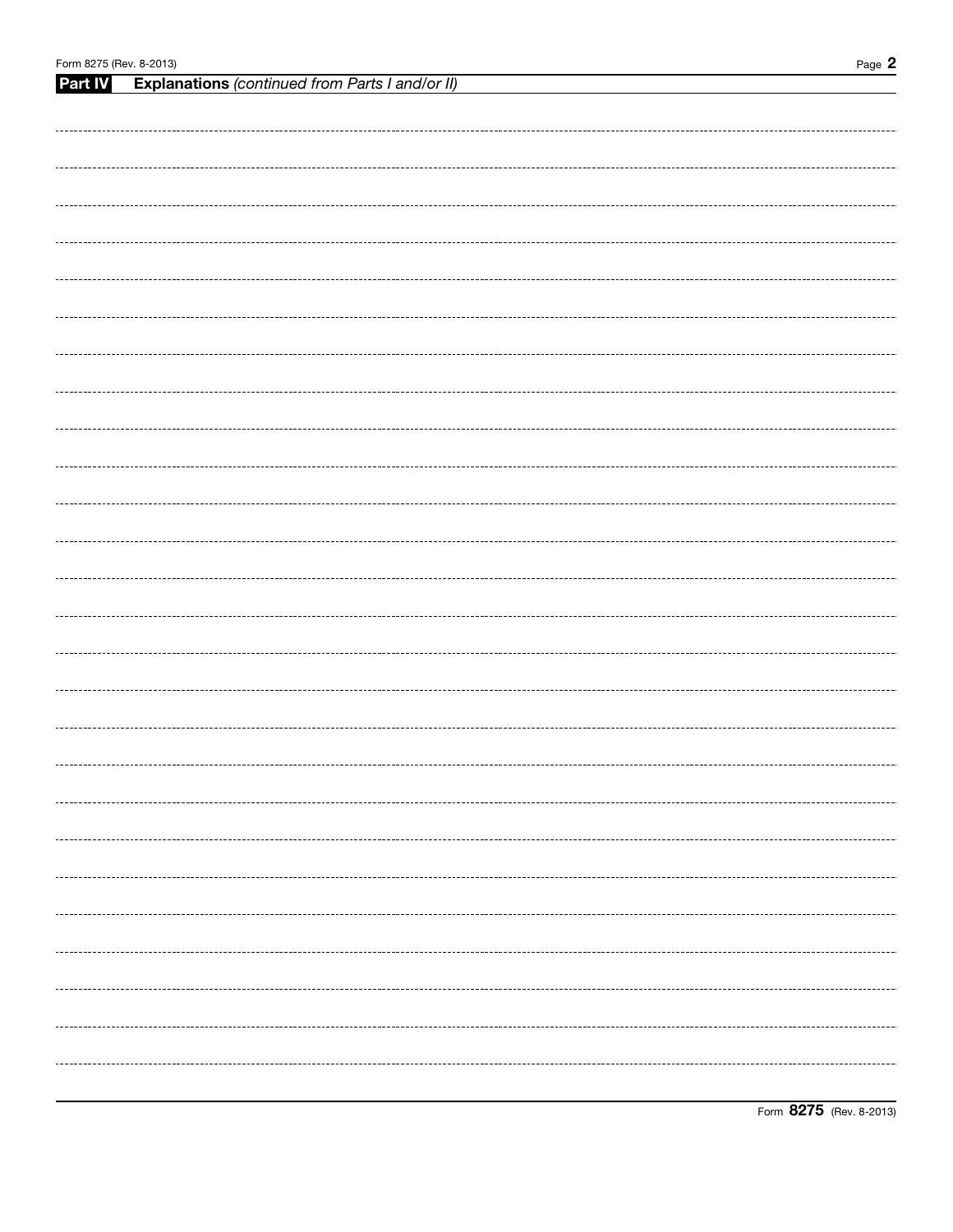## Part IV Explanations *(continued from Parts I and/or II)*